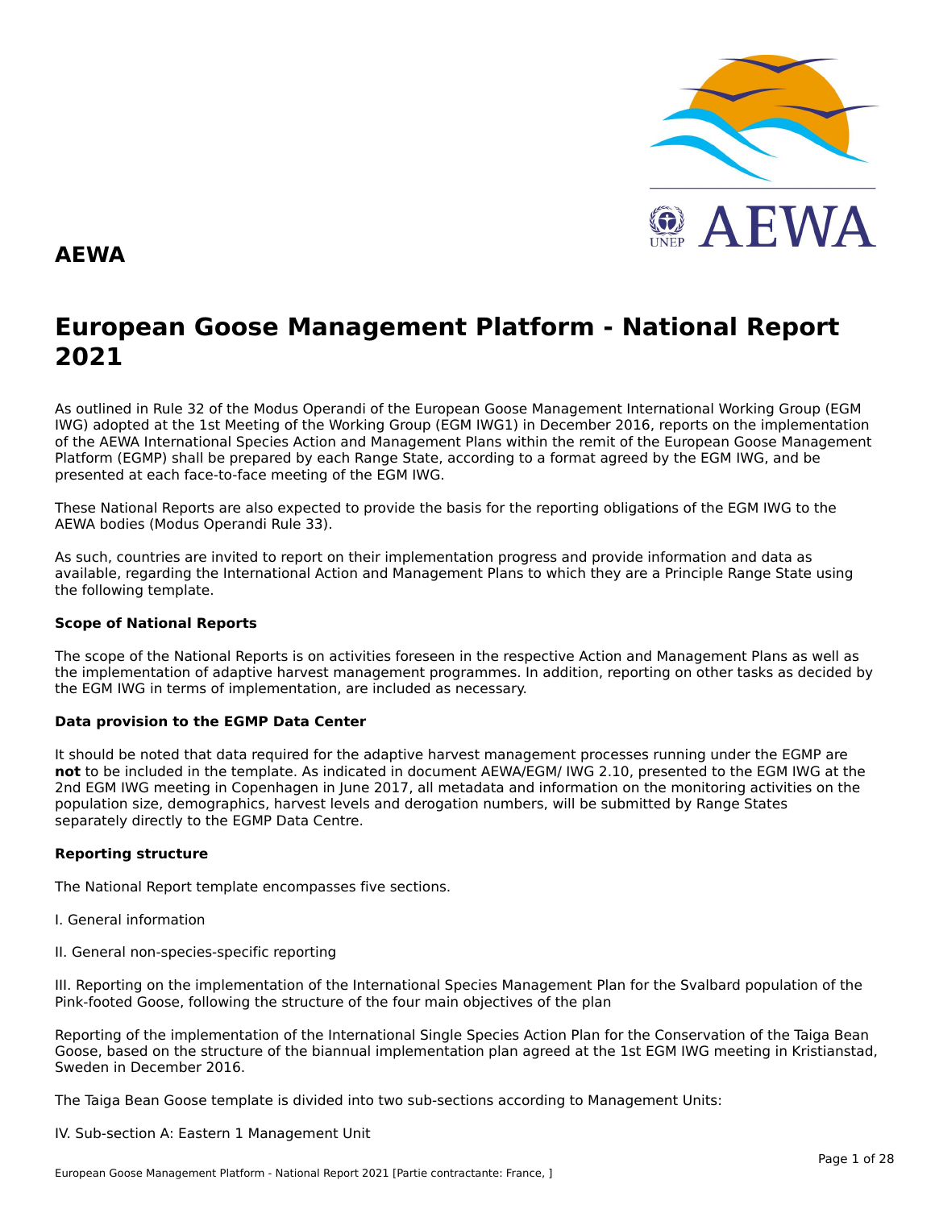# AEWA

# European Goose Management Platform - National Report 2021

As outlined in Rule 32 of the Modus Operandi of the European Goose Management International Working Group (EGM IWG) adopted at the 1st Meeting of the Working Group (EGM IWG1) in December 2016, reports on the implementation of the AEWA International Species Action and Management Plans within the remit of the European Goose Management Platform (EGMP) shall be prepared by each Range State, according to a format agreed by the EGM IWG, and be presented at each face-to-face meeting of the EGM IWG.

These National Reports are also expected to provide the basis for the reporting obligations of the EGM IWG to the AEWA bodies (Modus Operandi Rule 33).

As such, countries are invited to report on their implementation progress and provide information and data as available, regarding the International Action and Management Plans to which they are a Principle Range State using the following template.

**Scope of National Reports**

The scope of the National Reports is on activities foreseen in the respective Action and Management Plans as well as the implementation of adaptive harvest management programmes. In addition, reporting on other tasks as decided by the EGM IWG in terms of implementation, are included as necessary.

**Data provision to the EGMP Data Center**

It should be noted that data required for the adaptive harvest management processes running under the EGMP are **not** to be included in the template. As indicated in document AEWA/EGM/ IWG 2.10, presented to the EGM IWG at the 2nd EGM IWG meeting in Copenhagen in June 2017, all metadata and information on the monitoring activities on the population size, demographics, harvest levels and derogation numbers, will be submitted by Range States separately directly to the EGMP Data Centre.

**Reporting structure**

The National Report template encompasses five sections.

I. General information

II. General non-species-specific reporting

III. Reporting on the implementation of the International Species Management Plan for the Svalbard population of the Pink-footed Goose, following the structure of the four main objectives of the plan

Reporting of the implementation of the International Single Species Action Plan for the Conservation of the Taiga Bean Goose, based on the structure of the biannual implementation plan agreed at the 1st EGM IWG meeting in Kristianstad, Sweden in December 2016.

The Taiga Bean Goose template is divided into two sub-sections according to Management Units:

IV. Sub-section A: Eastern 1 Management Unit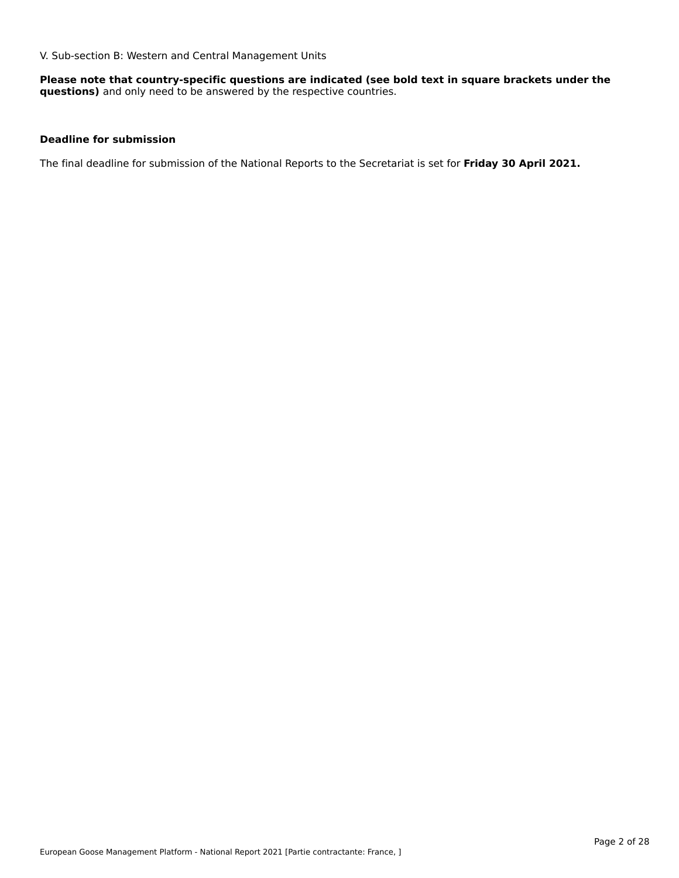V. Sub-section B: Western and Central Management Units

**Please note that country-specific questions are indicated (see bold text in square brackets under the questions)** and only need to be answered by the respective countries.

**Deadline for submission**

The final deadline for submission of the National Reports to the Secretariat is set for **Friday 30 April 2021.**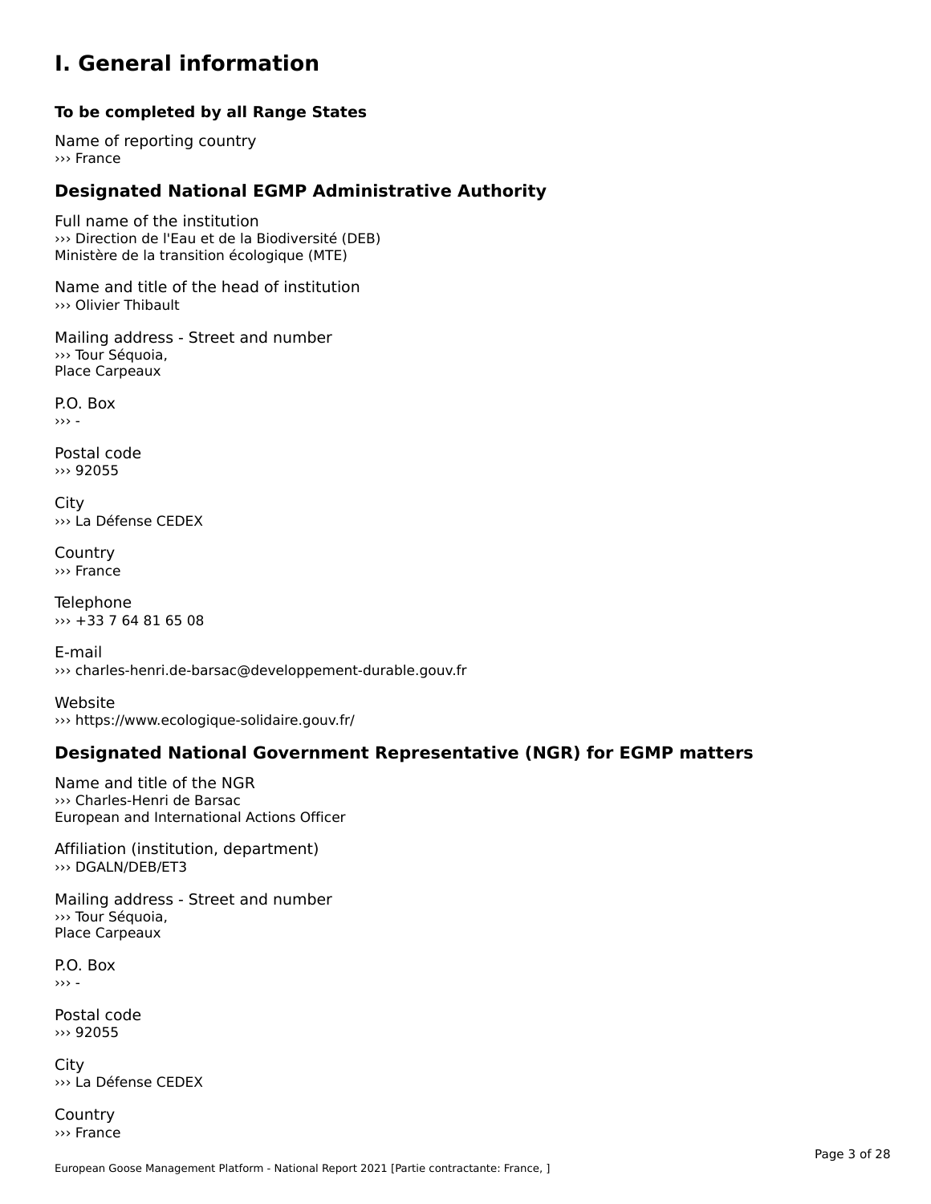# I. General information

### To be completed by all Range States

Name of reporting country
››› France

## Designated National EGMP Administrative Authority

Full name of the institution
››› Direction de l'Eau et de la Biodiversité (DEB)
Ministère de la transition écologique (MTE)

Name and title of the head of institution
››› Olivier Thibault

Mailing address - Street and number
››› Tour Séquoia,
Place Carpeaux

P.O. Box
››› -

Postal code
››› 92055

City
››› La Défense CEDEX

Country
››› France

Telephone
››› +33 7 64 81 65 08

E-mail
››› charles-henri.de-barsac@developpement-durable.gouv.fr

Website
››› https://www.ecologique-solidaire.gouv.fr/

## Designated National Government Representative (NGR) for EGMP matters

Name and title of the NGR
››› Charles-Henri de Barsac
European and International Actions Officer

Affiliation (institution, department)
››› DGALN/DEB/ET3

Mailing address - Street and number
››› Tour Séquoia,
Place Carpeaux

P.O. Box
››› -

Postal code
››› 92055

City
››› La Défense CEDEX

Country
››› France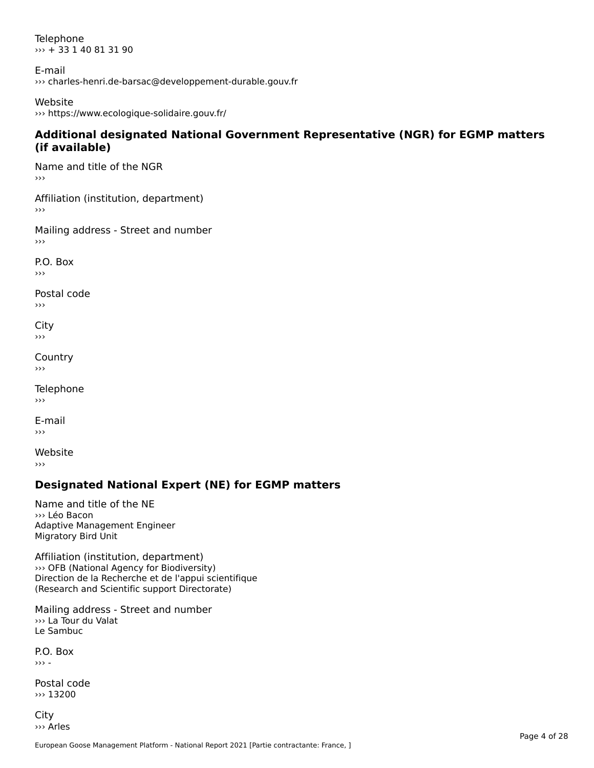Telephone
››› + 33 1 40 81 31 90

E-mail
››› charles-henri.de-barsac@developpement-durable.gouv.fr

Website
››› https://www.ecologique-solidaire.gouv.fr/

## Additional designated National Government Representative (NGR) for EGMP matters (if available)

Name and title of the NGR
›››

Affiliation (institution, department)
›››

Mailing address - Street and number
›››

P.O. Box
›››

Postal code
›››

City
›››

Country
›››

Telephone
›››

E-mail
›››

Website
›››

## Designated National Expert (NE) for EGMP matters

Name and title of the NE
››› Léo Bacon
Adaptive Management Engineer
Migratory Bird Unit

Affiliation (institution, department)
››› OFB (National Agency for Biodiversity)
Direction de la Recherche et de l'appui scientifique
(Research and Scientific support Directorate)

Mailing address - Street and number
››› La Tour du Valat
Le Sambuc

P.O. Box
››› -

Postal code
››› 13200

City
››› Arles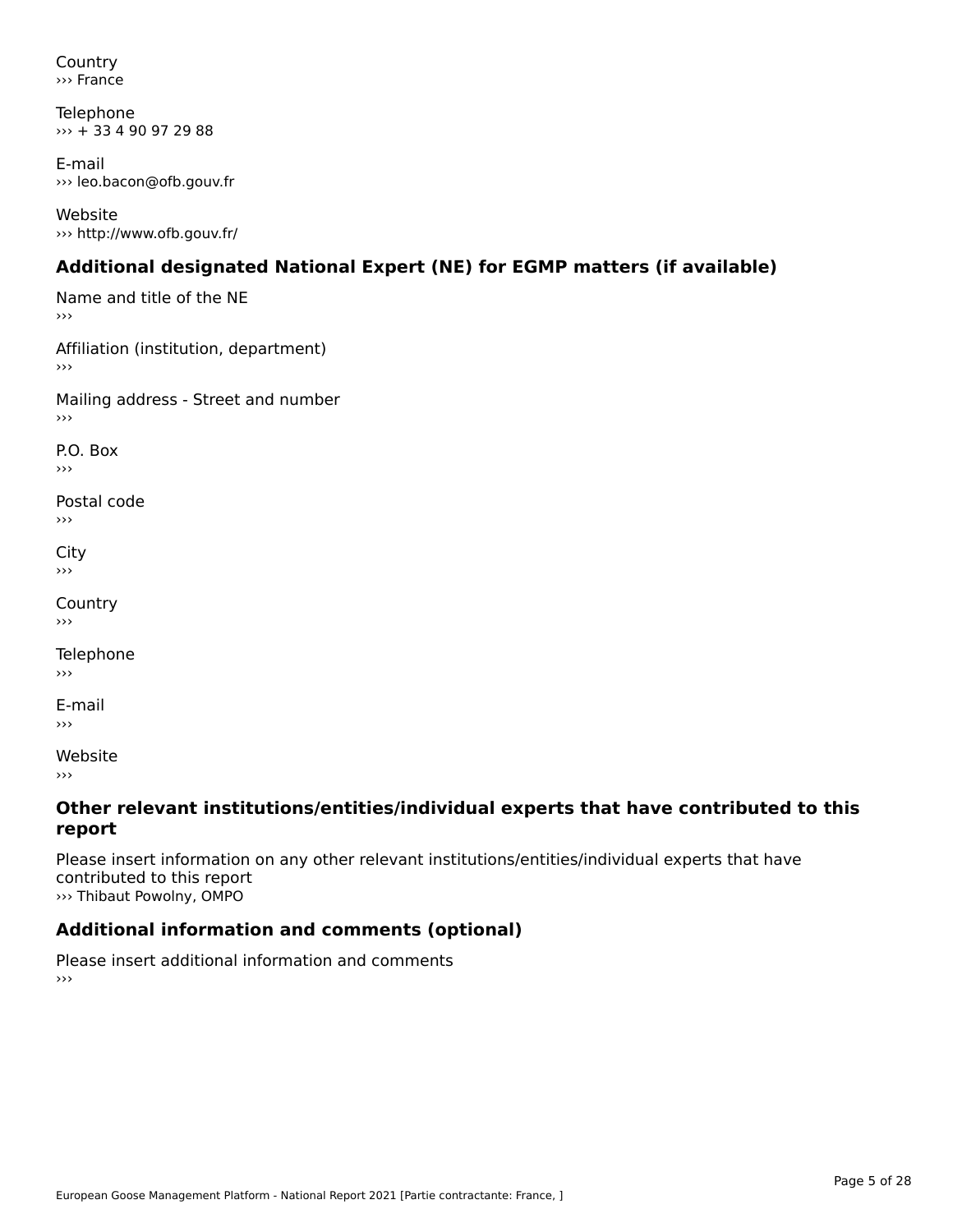Country
››› France

Telephone
››› + 33 4 90 97 29 88

E-mail
››› leo.bacon@ofb.gouv.fr

Website
››› http://www.ofb.gouv.fr/

## Additional designated National Expert (NE) for EGMP matters (if available)

Name and title of the NE
›››

Affiliation (institution, department)
›››

Mailing address - Street and number
›››

P.O. Box
›››

Postal code
›››

City
›››

Country
›››

Telephone
›››

E-mail
›››

Website
›››

## Other relevant institutions/entities/individual experts that have contributed to this report

Please insert information on any other relevant institutions/entities/individual experts that have contributed to this report
››› Thibaut Powolny, OMPO

## Additional information and comments (optional)

Please insert additional information and comments
›››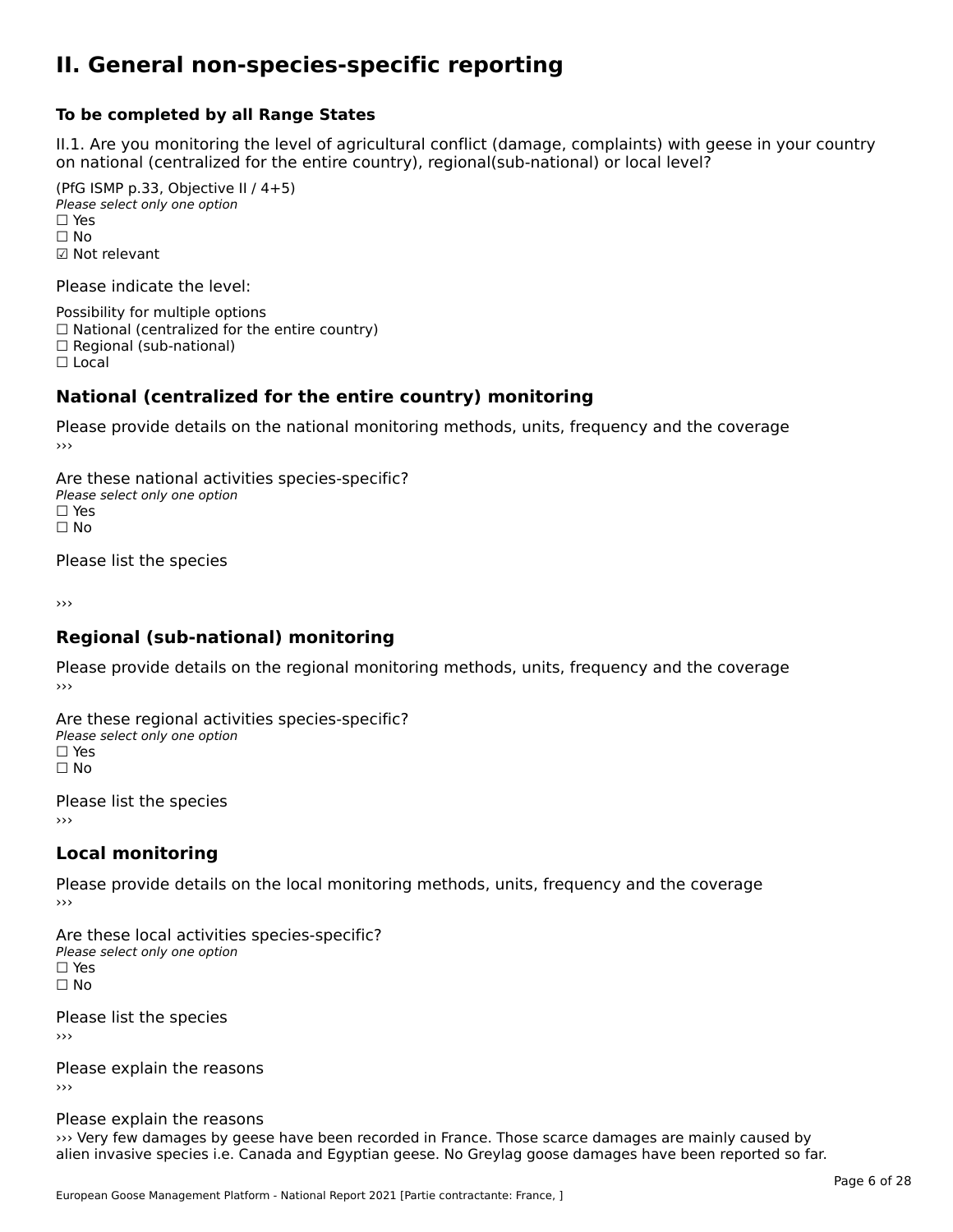# II. General non-species-specific reporting

**To be completed by all Range States**

II.1. Are you monitoring the level of agricultural conflict (damage, complaints) with geese in your country on national (centralized for the entire country), regional(sub-national) or local level?

(PfG ISMP p.33, Objective II / 4+5)
*Please select only one option*
☐ Yes
☐ No
☑ Not relevant

Please indicate the level:

Possibility for multiple options
☐ National (centralized for the entire country)
☐ Regional (sub-national)
☐ Local

## National (centralized for the entire country) monitoring

Please provide details on the national monitoring methods, units, frequency and the coverage
›››

Are these national activities species-specific?
*Please select only one option*
☐ Yes
☐ No

Please list the species

›››

## Regional (sub-national) monitoring

Please provide details on the regional monitoring methods, units, frequency and the coverage
›››

Are these regional activities species-specific?
*Please select only one option*
☐ Yes
☐ No

Please list the species
›››

## Local monitoring

Please provide details on the local monitoring methods, units, frequency and the coverage
›››

Are these local activities species-specific?
*Please select only one option*
☐ Yes
☐ No

Please list the species
›››

Please explain the reasons
›››

Please explain the reasons
››› Very few damages by geese have been recorded in France. Those scarce damages are mainly caused by alien invasive species i.e. Canada and Egyptian geese. No Greylag goose damages have been reported so far.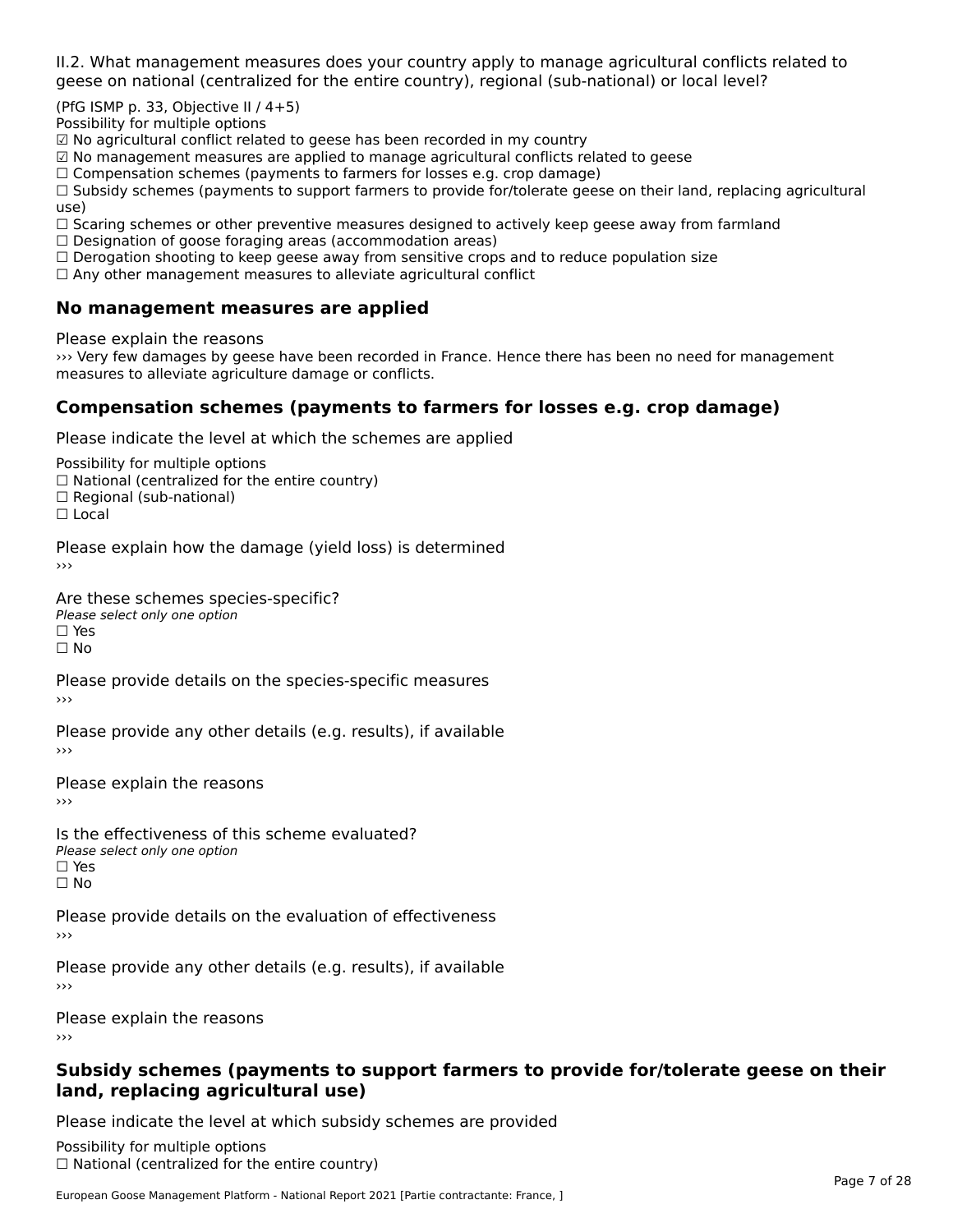II.2. What management measures does your country apply to manage agricultural conflicts related to geese on national (centralized for the entire country), regional (sub-national) or local level?

(PfG ISMP p. 33, Objective II / 4+5)
Possibility for multiple options
☑ No agricultural conflict related to geese has been recorded in my country
☑ No management measures are applied to manage agricultural conflicts related to geese
☐ Compensation schemes (payments to farmers for losses e.g. crop damage)
☐ Subsidy schemes (payments to support farmers to provide for/tolerate geese on their land, replacing agricultural use)
☐ Scaring schemes or other preventive measures designed to actively keep geese away from farmland
☐ Designation of goose foraging areas (accommodation areas)
☐ Derogation shooting to keep geese away from sensitive crops and to reduce population size
☐ Any other management measures to alleviate agricultural conflict

### No management measures are applied

Please explain the reasons
››› Very few damages by geese have been recorded in France. Hence there has been no need for management measures to alleviate agriculture damage or conflicts.

### Compensation schemes (payments to farmers for losses e.g. crop damage)

Please indicate the level at which the schemes are applied

Possibility for multiple options
☐ National (centralized for the entire country)
☐ Regional (sub-national)
☐ Local

Please explain how the damage (yield loss) is determined
›››

Are these schemes species-specific?
*Please select only one option*
☐ Yes
☐ No

Please provide details on the species-specific measures
›››

Please provide any other details (e.g. results), if available
›››

Please explain the reasons
›››

Is the effectiveness of this scheme evaluated?
*Please select only one option*
☐ Yes
☐ No

Please provide details on the evaluation of effectiveness
›››

Please provide any other details (e.g. results), if available
›››

Please explain the reasons
›››

### Subsidy schemes (payments to support farmers to provide for/tolerate geese on their land, replacing agricultural use)

Please indicate the level at which subsidy schemes are provided

Possibility for multiple options
☐ National (centralized for the entire country)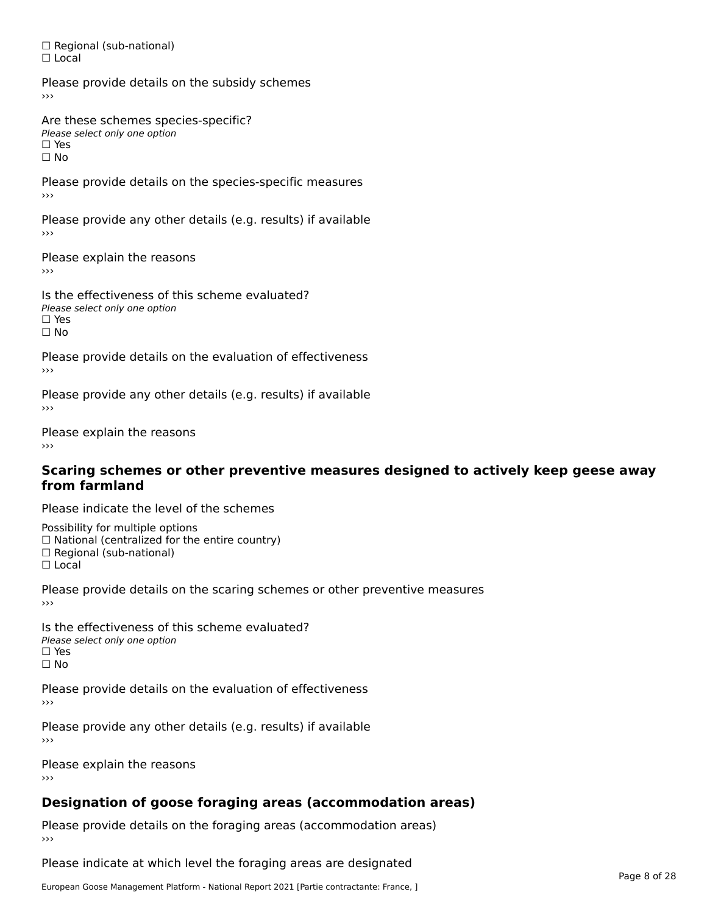☐ Regional (sub-national)
☐ Local

Please provide details on the subsidy schemes
›››

Are these schemes species-specific?
*Please select only one option*
☐ Yes
☐ No

Please provide details on the species-specific measures
›››

Please provide any other details (e.g. results) if available
›››

Please explain the reasons
›››

Is the effectiveness of this scheme evaluated?
*Please select only one option*
☐ Yes
☐ No

Please provide details on the evaluation of effectiveness
›››

Please provide any other details (e.g. results) if available
›››

Please explain the reasons
›››

## Scaring schemes or other preventive measures designed to actively keep geese away from farmland

Please indicate the level of the schemes

Possibility for multiple options
☐ National (centralized for the entire country)
☐ Regional (sub-national)
☐ Local

Please provide details on the scaring schemes or other preventive measures
›››

Is the effectiveness of this scheme evaluated?
*Please select only one option*
☐ Yes
☐ No

Please provide details on the evaluation of effectiveness
›››

Please provide any other details (e.g. results) if available
›››

Please explain the reasons
›››

## Designation of goose foraging areas (accommodation areas)

Please provide details on the foraging areas (accommodation areas)
›››

Please indicate at which level the foraging areas are designated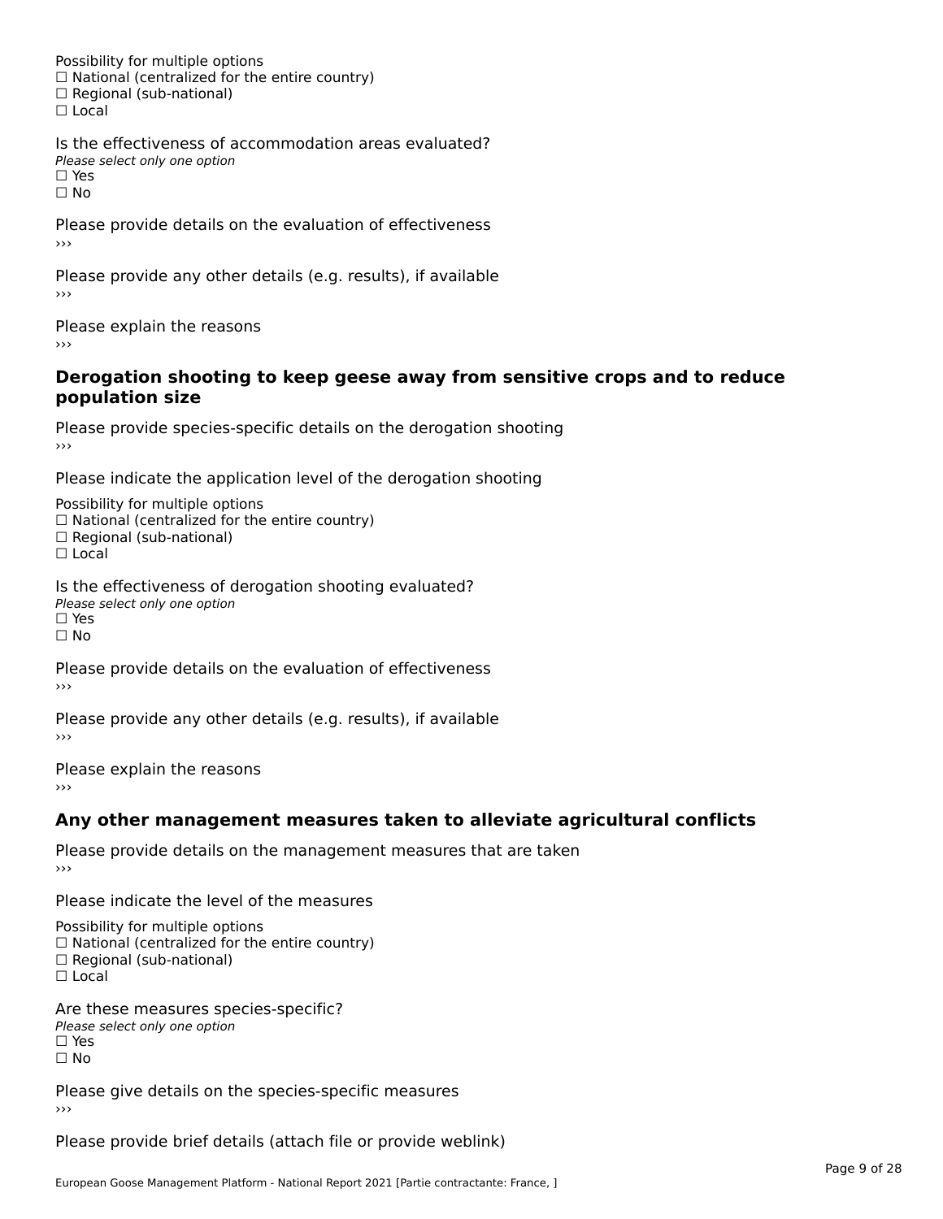Possibility for multiple options
☐ National (centralized for the entire country)
☐ Regional (sub-national)
☐ Local

Is the effectiveness of accommodation areas evaluated?
*Please select only one option*
☐ Yes
☐ No

Please provide details on the evaluation of effectiveness
›››

Please provide any other details (e.g. results), if available
›››

Please explain the reasons
›››

## Derogation shooting to keep geese away from sensitive crops and to reduce population size

Please provide species-specific details on the derogation shooting
›››

Please indicate the application level of the derogation shooting

Possibility for multiple options
☐ National (centralized for the entire country)
☐ Regional (sub-national)
☐ Local

Is the effectiveness of derogation shooting evaluated?
*Please select only one option*
☐ Yes
☐ No

Please provide details on the evaluation of effectiveness
›››

Please provide any other details (e.g. results), if available
›››

Please explain the reasons
›››

## Any other management measures taken to alleviate agricultural conflicts

Please provide details on the management measures that are taken
›››

Please indicate the level of the measures

Possibility for multiple options
☐ National (centralized for the entire country)
☐ Regional (sub-national)
☐ Local

Are these measures species-specific?
*Please select only one option*
☐ Yes
☐ No

Please give details on the species-specific measures
›››

Please provide brief details (attach file or provide weblink)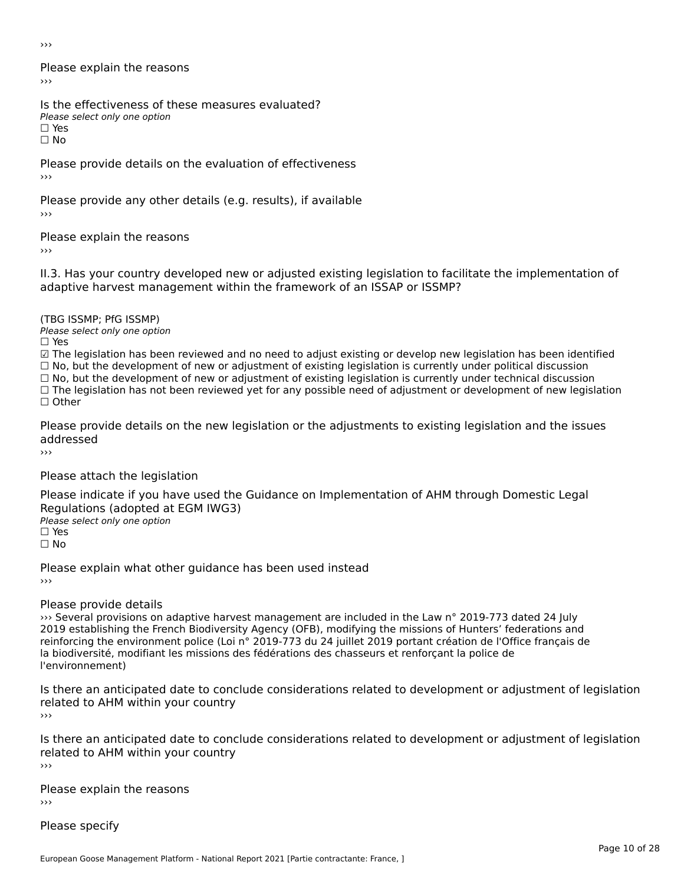›››

Please explain the reasons

›››

Is the effectiveness of these measures evaluated?

*Please select only one option*

☐ Yes

☐ No

Please provide details on the evaluation of effectiveness

›››

Please provide any other details (e.g. results), if available

›››

Please explain the reasons

›››

II.3. Has your country developed new or adjusted existing legislation to facilitate the implementation of adaptive harvest management within the framework of an ISSAP or ISSMP?

(TBG ISSMP; PfG ISSMP)

*Please select only one option*

☐ Yes

☑ The legislation has been reviewed and no need to adjust existing or develop new legislation has been identified

☐ No, but the development of new or adjustment of existing legislation is currently under political discussion

☐ No, but the development of new or adjustment of existing legislation is currently under technical discussion

☐ The legislation has not been reviewed yet for any possible need of adjustment or development of new legislation

☐ Other

Please provide details on the new legislation or the adjustments to existing legislation and the issues addressed

›››

Please attach the legislation

Please indicate if you have used the Guidance on Implementation of AHM through Domestic Legal Regulations (adopted at EGM IWG3)

*Please select only one option*

☐ Yes

☐ No

Please explain what other guidance has been used instead

›››

Please provide details

››› Several provisions on adaptive harvest management are included in the Law n° 2019-773 dated 24 July 2019 establishing the French Biodiversity Agency (OFB), modifying the missions of Hunters' federations and reinforcing the environment police (Loi n° 2019-773 du 24 juillet 2019 portant création de l'Office français de la biodiversité, modifiant les missions des fédérations des chasseurs et renforçant la police de l'environnement)

Is there an anticipated date to conclude considerations related to development or adjustment of legislation related to AHM within your country

›››

Is there an anticipated date to conclude considerations related to development or adjustment of legislation related to AHM within your country

›››

Please explain the reasons

›››

Please specify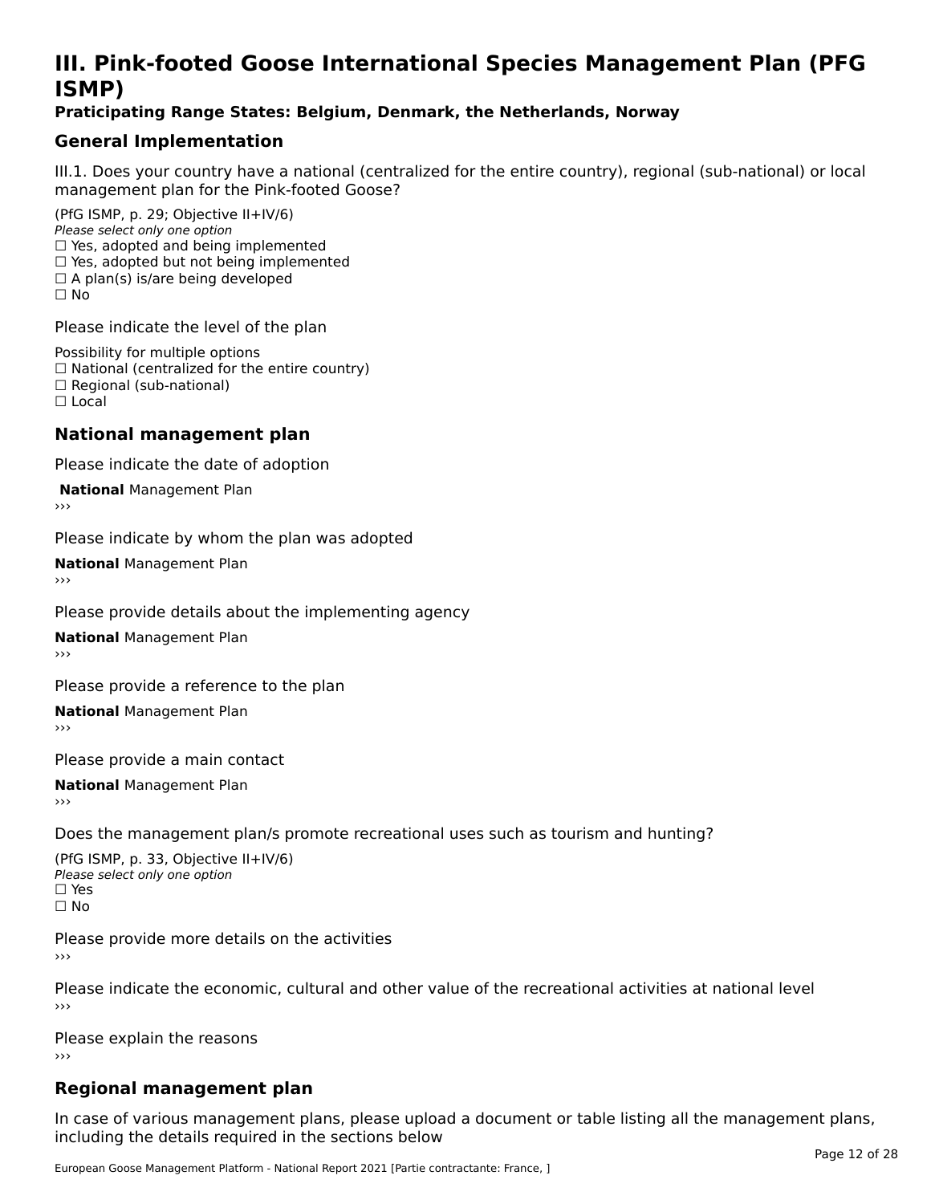# III. Pink-footed Goose International Species Management Plan (PFG ISMP)

**Praticipating Range States: Belgium, Denmark, the Netherlands, Norway**

## General Implementation

III.1. Does your country have a national (centralized for the entire country), regional (sub-national) or local management plan for the Pink-footed Goose?

(PfG ISMP, p. 29; Objective II+IV/6)
*Please select only one option*
☐ Yes, adopted and being implemented
☐ Yes, adopted but not being implemented
☐ A plan(s) is/are being developed
☐ No

Please indicate the level of the plan

Possibility for multiple options
☐ National (centralized for the entire country)
☐ Regional (sub-national)
☐ Local

## National management plan

Please indicate the date of adoption

**National** Management Plan
›››

Please indicate by whom the plan was adopted

**National** Management Plan
›››

Please provide details about the implementing agency

**National** Management Plan
›››

Please provide a reference to the plan

**National** Management Plan
›››

Please provide a main contact

**National** Management Plan
›››

Does the management plan/s promote recreational uses such as tourism and hunting?

(PfG ISMP, p. 33, Objective II+IV/6)
*Please select only one option*
☐ Yes
☐ No

Please provide more details on the activities
›››

Please indicate the economic, cultural and other value of the recreational activities at national level
›››

Please explain the reasons
›››

## Regional management plan

In case of various management plans, please upload a document or table listing all the management plans, including the details required in the sections below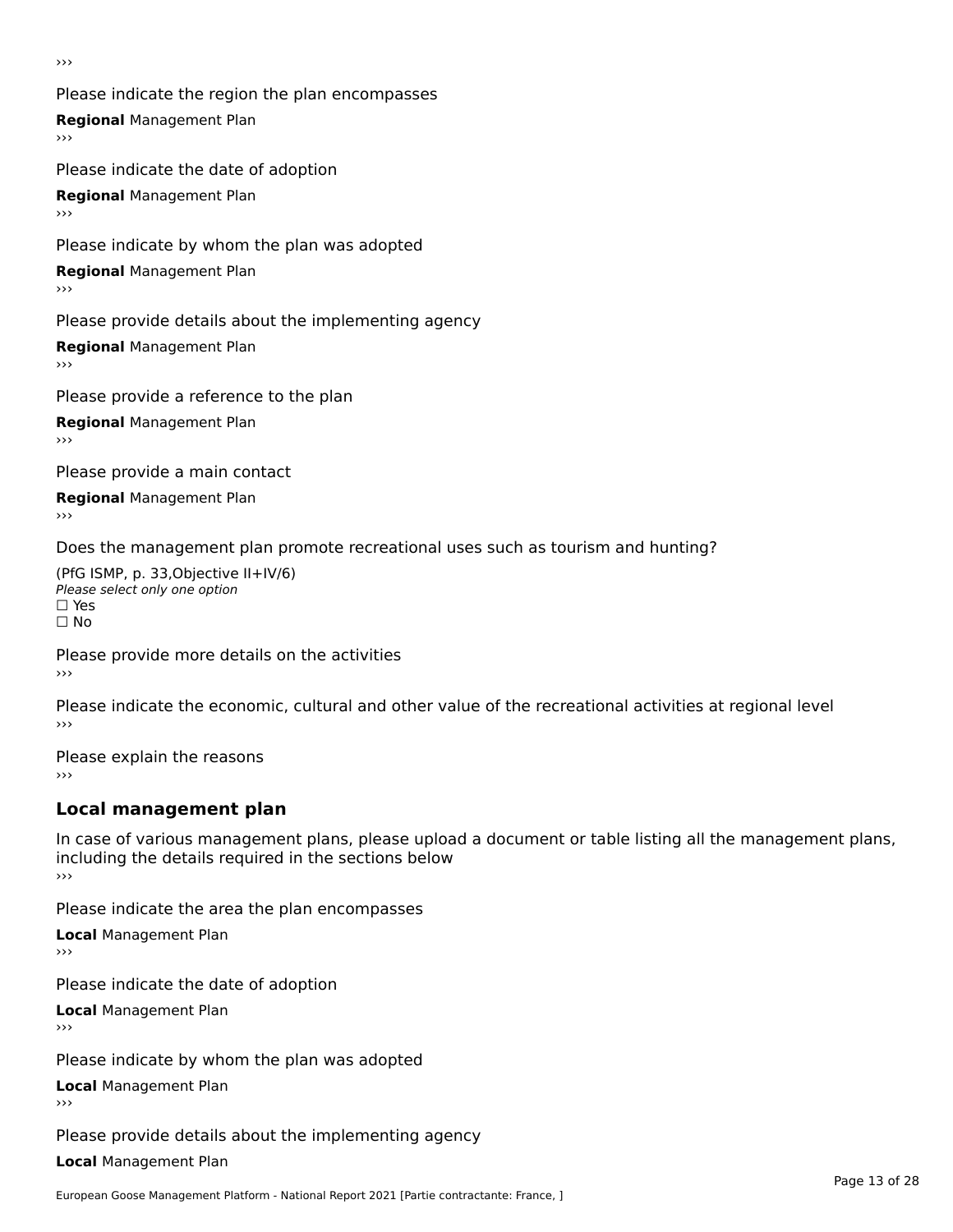›››

Please indicate the region the plan encompasses

**Regional** Management Plan

›››

Please indicate the date of adoption

**Regional** Management Plan

›››

Please indicate by whom the plan was adopted

**Regional** Management Plan

›››

Please provide details about the implementing agency

**Regional** Management Plan

›››

Please provide a reference to the plan

**Regional** Management Plan

›››

Please provide a main contact

**Regional** Management Plan

›››

Does the management plan promote recreational uses such as tourism and hunting?

(PfG ISMP, p. 33,Objective II+IV/6)
*Please select only one option*
☐ Yes
☐ No

Please provide more details on the activities

›››

Please indicate the economic, cultural and other value of the recreational activities at regional level

›››

Please explain the reasons

›››

## Local management plan

In case of various management plans, please upload a document or table listing all the management plans, including the details required in the sections below

›››

Please indicate the area the plan encompasses

**Local** Management Plan

›››

Please indicate the date of adoption

**Local** Management Plan

›››

Please indicate by whom the plan was adopted

**Local** Management Plan

›››

Please provide details about the implementing agency

**Local** Management Plan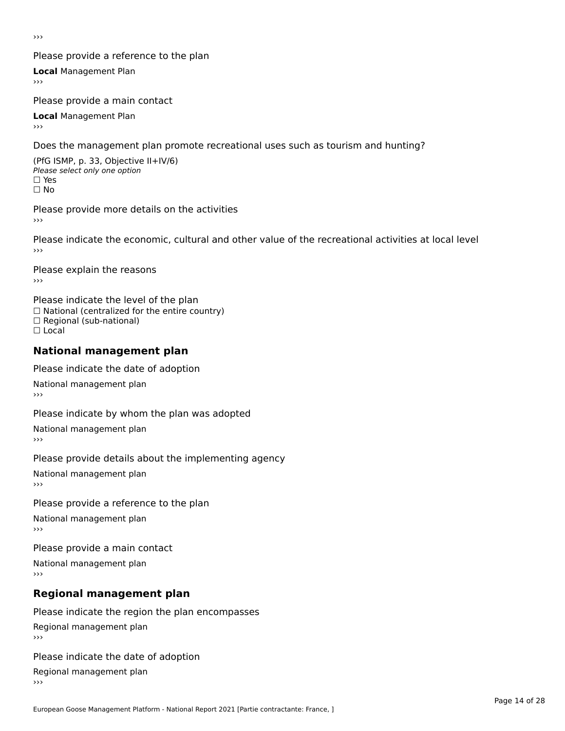›››

Please provide a reference to the plan

**Local** Management Plan

›››

Please provide a main contact

**Local** Management Plan

›››

Does the management plan promote recreational uses such as tourism and hunting?

(PfG ISMP, p. 33, Objective II+IV/6)

*Please select only one option*

☐ Yes

☐ No

Please provide more details on the activities

›››

Please indicate the economic, cultural and other value of the recreational activities at local level

›››

Please explain the reasons

›››

Please indicate the level of the plan

☐ National (centralized for the entire country)

☐ Regional (sub-national)

☐ Local

## National management plan

Please indicate the date of adoption

National management plan

›››

Please indicate by whom the plan was adopted

National management plan

›››

Please provide details about the implementing agency

National management plan

›››

Please provide a reference to the plan

National management plan

›››

Please provide a main contact

National management plan

›››

## Regional management plan

Please indicate the region the plan encompasses

Regional management plan

›››

Please indicate the date of adoption

Regional management plan

›››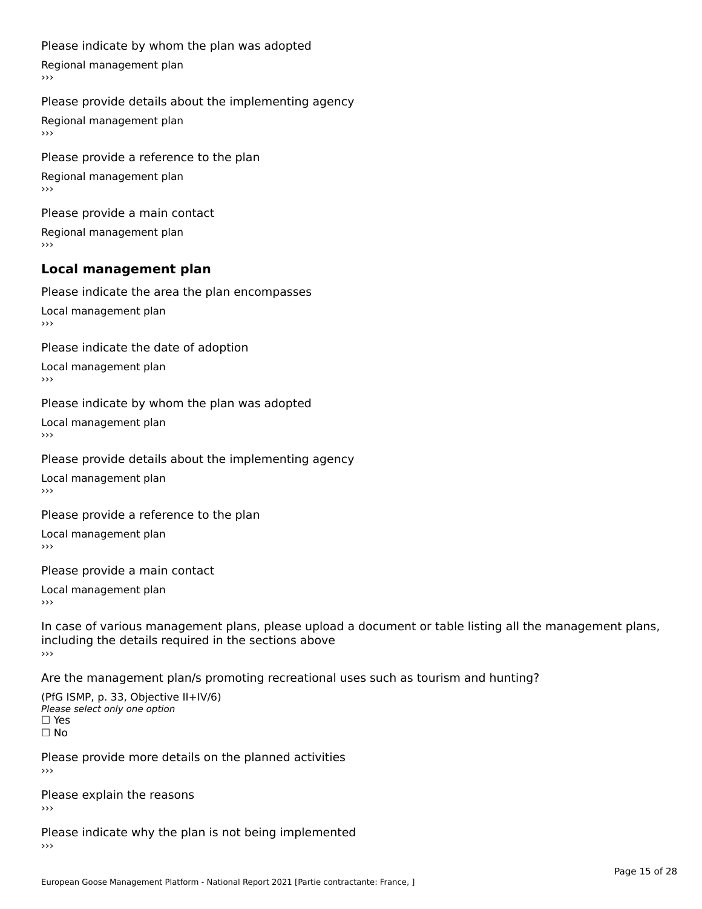Please indicate by whom the plan was adopted

Regional management plan

›››

Please provide details about the implementing agency

Regional management plan

›››

Please provide a reference to the plan

Regional management plan

›››

Please provide a main contact

Regional management plan

›››

## Local management plan

Please indicate the area the plan encompasses

Local management plan

›››

Please indicate the date of adoption

Local management plan

›››

Please indicate by whom the plan was adopted

Local management plan

›››

Please provide details about the implementing agency

Local management plan

›››

Please provide a reference to the plan

Local management plan

›››

Please provide a main contact

Local management plan

›››

In case of various management plans, please upload a document or table listing all the management plans, including the details required in the sections above

›››

Are the management plan/s promoting recreational uses such as tourism and hunting?

(PfG ISMP, p. 33, Objective II+IV/6)
*Please select only one option*
☐ Yes
☐ No

Please provide more details on the planned activities

›››

Please explain the reasons

›››

Please indicate why the plan is not being implemented

›››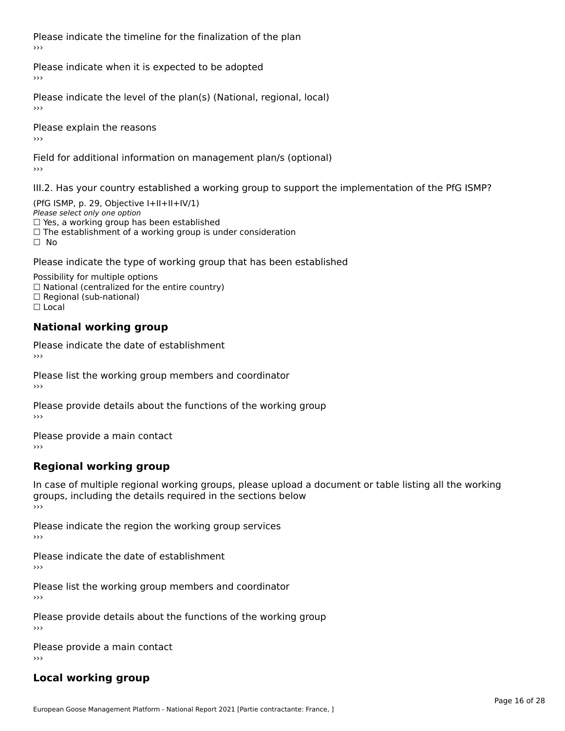Please indicate the timeline for the finalization of the plan
›››

Please indicate when it is expected to be adopted
›››

Please indicate the level of the plan(s) (National, regional, local)
›››

Please explain the reasons
›››

Field for additional information on management plan/s (optional)
›››

III.2. Has your country established a working group to support the implementation of the PfG ISMP?

(PfG ISMP, p. 29, Objective I+II+II+IV/1)
*Please select only one option*
☐ Yes, a working group has been established
☐ The establishment of a working group is under consideration
☐ No

Please indicate the type of working group that has been established

Possibility for multiple options
☐ National (centralized for the entire country)
☐ Regional (sub-national)
☐ Local

## National working group

Please indicate the date of establishment
›››

Please list the working group members and coordinator
›››

Please provide details about the functions of the working group
›››

Please provide a main contact
›››

## Regional working group

In case of multiple regional working groups, please upload a document or table listing all the working groups, including the details required in the sections below
›››

Please indicate the region the working group services
›››

Please indicate the date of establishment
›››

Please list the working group members and coordinator
›››

Please provide details about the functions of the working group
›››

Please provide a main contact
›››

## Local working group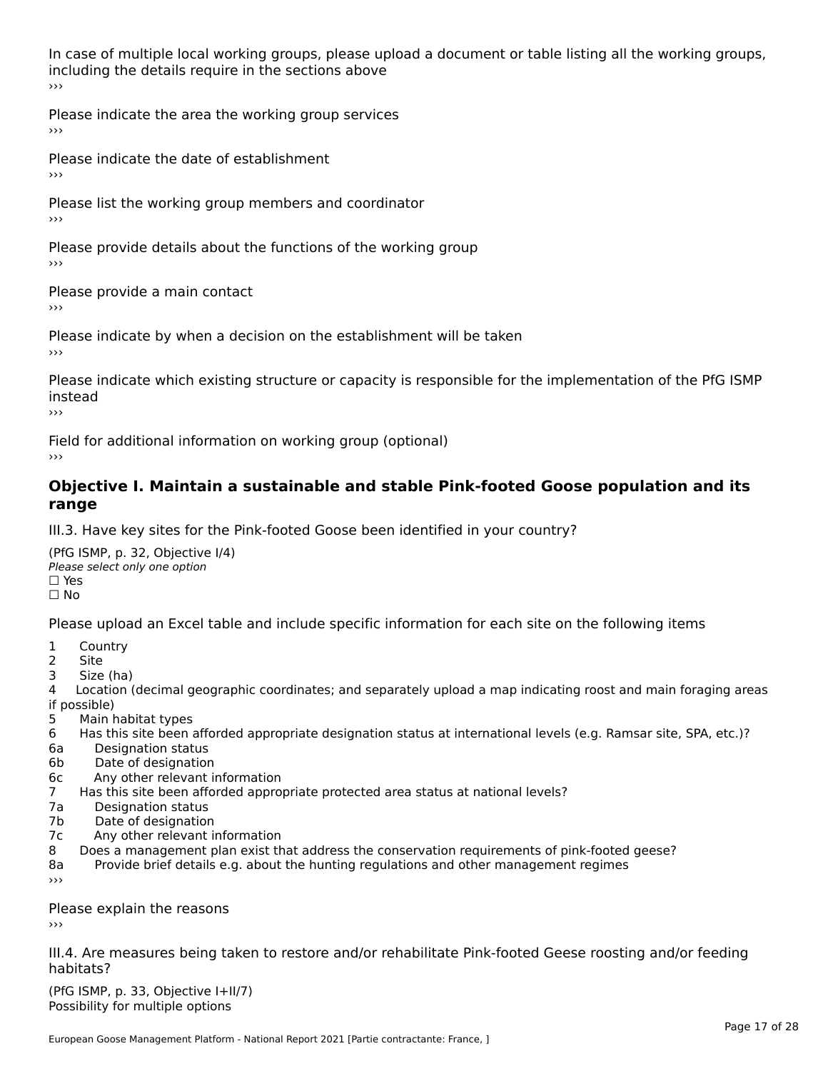In case of multiple local working groups, please upload a document or table listing all the working groups, including the details require in the sections above
›››

Please indicate the area the working group services
›››

Please indicate the date of establishment
›››

Please list the working group members and coordinator
›››

Please provide details about the functions of the working group
›››

Please provide a main contact
›››

Please indicate by when a decision on the establishment will be taken
›››

Please indicate which existing structure or capacity is responsible for the implementation of the PfG ISMP instead
›››

Field for additional information on working group (optional)
›››

## Objective I. Maintain a sustainable and stable Pink-footed Goose population and its range

III.3. Have key sites for the Pink-footed Goose been identified in your country?

(PfG ISMP, p. 32, Objective I/4)
*Please select only one option*
☐ Yes
☐ No

Please upload an Excel table and include specific information for each site on the following items

1 Country
2 Site
3 Size (ha)
4 Location (decimal geographic coordinates; and separately upload a map indicating roost and main foraging areas if possible)
5 Main habitat types
6 Has this site been afforded appropriate designation status at international levels (e.g. Ramsar site, SPA, etc.)?
6a Designation status
6b Date of designation
6c Any other relevant information
7 Has this site been afforded appropriate protected area status at national levels?
7a Designation status
7b Date of designation
7c Any other relevant information
8 Does a management plan exist that address the conservation requirements of pink-footed geese?
8a Provide brief details e.g. about the hunting regulations and other management regimes
›››

Please explain the reasons
›››

III.4. Are measures being taken to restore and/or rehabilitate Pink-footed Geese roosting and/or feeding habitats?

(PfG ISMP, p. 33, Objective I+II/7)
Possibility for multiple options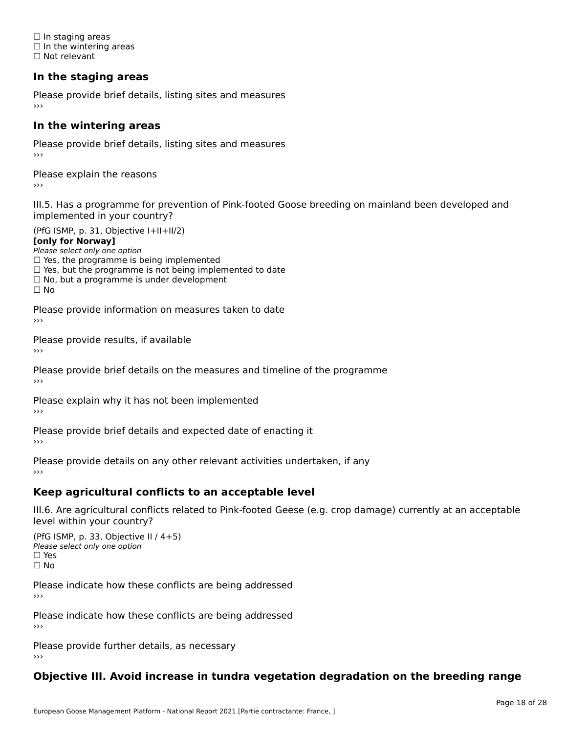☐ In staging areas
☐ In the wintering areas
☐ Not relevant

### In the staging areas

Please provide brief details, listing sites and measures
›››

### In the wintering areas

Please provide brief details, listing sites and measures
›››

Please explain the reasons
›››

III.5. Has a programme for prevention of Pink-footed Goose breeding on mainland been developed and implemented in your country?

(PfG ISMP, p. 31, Objective I+II+II/2)
**[only for Norway]**
*Please select only one option*
☐ Yes, the programme is being implemented
☐ Yes, but the programme is not being implemented to date
☐ No, but a programme is under development
☐ No

Please provide information on measures taken to date
›››

Please provide results, if available
›››

Please provide brief details on the measures and timeline of the programme
›››

Please explain why it has not been implemented
›››

Please provide brief details and expected date of enacting it
›››

Please provide details on any other relevant activities undertaken, if any
›››

### Keep agricultural conflicts to an acceptable level

III.6. Are agricultural conflicts related to Pink-footed Geese (e.g. crop damage) currently at an acceptable level within your country?

(PfG ISMP, p. 33, Objective II / 4+5)
*Please select only one option*
☐ Yes
☐ No

Please indicate how these conflicts are being addressed
›››

Please indicate how these conflicts are being addressed
›››

Please provide further details, as necessary
›››

### Objective III. Avoid increase in tundra vegetation degradation on the breeding range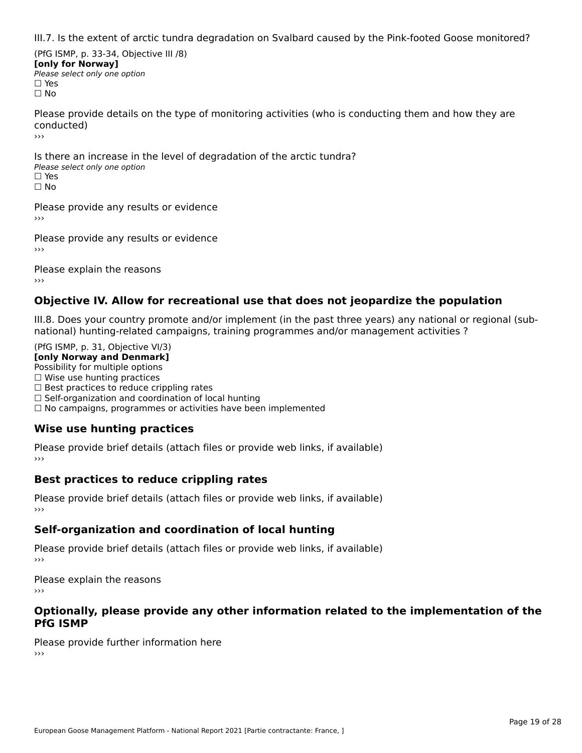III.7. Is the extent of arctic tundra degradation on Svalbard caused by the Pink-footed Goose monitored?

(PfG ISMP, p. 33-34, Objective III /8)
**[only for Norway]**
*Please select only one option*
☐ Yes
☐ No

Please provide details on the type of monitoring activities (who is conducting them and how they are conducted)
›››

Is there an increase in the level of degradation of the arctic tundra?
*Please select only one option*
☐ Yes
☐ No

Please provide any results or evidence
›››

Please provide any results or evidence
›››

Please explain the reasons
›››

## Objective IV. Allow for recreational use that does not jeopardize the population

III.8. Does your country promote and/or implement (in the past three years) any national or regional (sub-national) hunting-related campaigns, training programmes and/or management activities ?

(PfG ISMP, p. 31, Objective VI/3)
**[only Norway and Denmark]**
Possibility for multiple options
☐ Wise use hunting practices
☐ Best practices to reduce crippling rates
☐ Self-organization and coordination of local hunting
☐ No campaigns, programmes or activities have been implemented

### Wise use hunting practices

Please provide brief details (attach files or provide web links, if available)
›››

### Best practices to reduce crippling rates

Please provide brief details (attach files or provide web links, if available)
›››

### Self-organization and coordination of local hunting

Please provide brief details (attach files or provide web links, if available)
›››

Please explain the reasons
›››

## Optionally, please provide any other information related to the implementation of the PfG ISMP

Please provide further information here
›››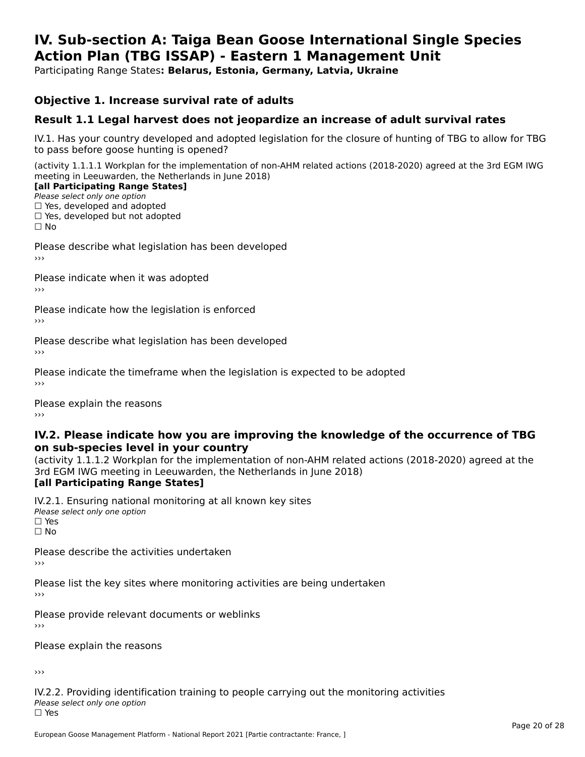# IV. Sub-section A: Taiga Bean Goose International Single Species Action Plan (TBG ISSAP) - Eastern 1 Management Unit

Participating Range States**: Belarus, Estonia, Germany, Latvia, Ukraine**

### Objective 1. Increase survival rate of adults

### Result 1.1 Legal harvest does not jeopardize an increase of adult survival rates

IV.1. Has your country developed and adopted legislation for the closure of hunting of TBG to allow for TBG to pass before goose hunting is opened?

(activity 1.1.1.1 Workplan for the implementation of non-AHM related actions (2018-2020) agreed at the 3rd EGM IWG meeting in Leeuwarden, the Netherlands in June 2018)

**[all Participating Range States]**

*Please select only one option*

☐ Yes, developed and adopted

☐ Yes, developed but not adopted

☐ No

Please describe what legislation has been developed

›››

Please indicate when it was adopted

›››

Please indicate how the legislation is enforced

›››

Please describe what legislation has been developed

›››

Please indicate the timeframe when the legislation is expected to be adopted

›››

Please explain the reasons

›››

### IV.2. Please indicate how you are improving the knowledge of the occurrence of TBG on sub-species level in your country

(activity 1.1.1.2 Workplan for the implementation of non-AHM related actions (2018-2020) agreed at the 3rd EGM IWG meeting in Leeuwarden, the Netherlands in June 2018)

**[all Participating Range States]**

IV.2.1. Ensuring national monitoring at all known key sites

*Please select only one option*

☐ Yes

☐ No

Please describe the activities undertaken

›››

Please list the key sites where monitoring activities are being undertaken

›››

Please provide relevant documents or weblinks

›››

Please explain the reasons

›››

IV.2.2. Providing identification training to people carrying out the monitoring activities

*Please select only one option*

☐ Yes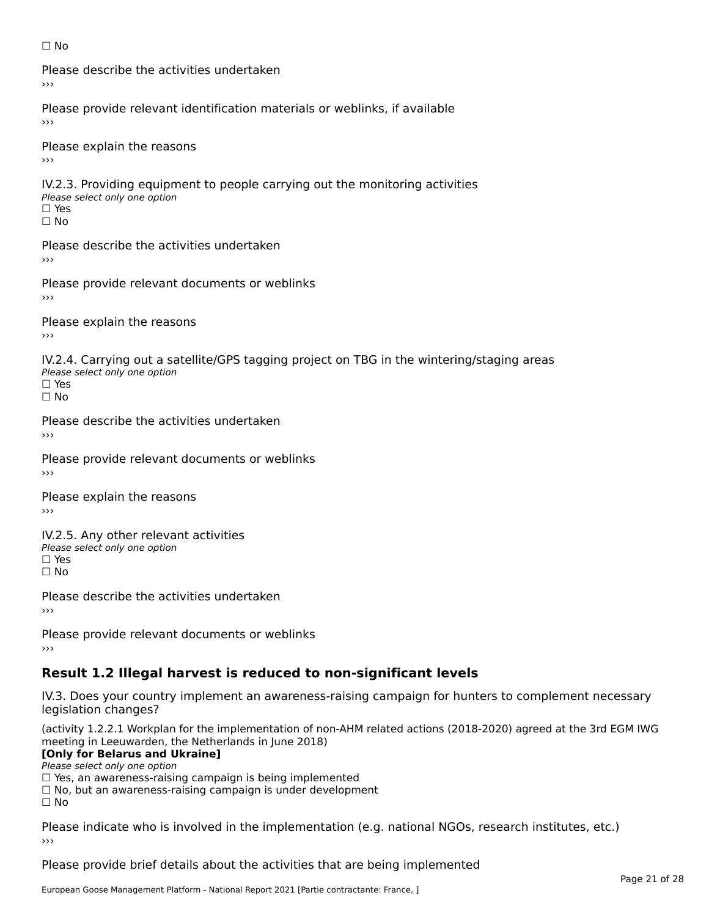☐ No

Please describe the activities undertaken
›››

Please provide relevant identification materials or weblinks, if available
›››

Please explain the reasons
›››

IV.2.3. Providing equipment to people carrying out the monitoring activities
*Please select only one option*
☐ Yes
☐ No

Please describe the activities undertaken
›››

Please provide relevant documents or weblinks
›››

Please explain the reasons
›››

IV.2.4. Carrying out a satellite/GPS tagging project on TBG in the wintering/staging areas
*Please select only one option*
☐ Yes
☐ No

Please describe the activities undertaken
›››

Please provide relevant documents or weblinks
›››

Please explain the reasons
›››

IV.2.5. Any other relevant activities
*Please select only one option*
☐ Yes
☐ No

Please describe the activities undertaken
›››

Please provide relevant documents or weblinks
›››

## Result 1.2 Illegal harvest is reduced to non-significant levels

IV.3. Does your country implement an awareness-raising campaign for hunters to complement necessary legislation changes?

(activity 1.2.2.1 Workplan for the implementation of non-AHM related actions (2018-2020) agreed at the 3rd EGM IWG meeting in Leeuwarden, the Netherlands in June 2018)
**[Only for Belarus and Ukraine]**
*Please select only one option*
☐ Yes, an awareness-raising campaign is being implemented
☐ No, but an awareness-raising campaign is under development
☐ No

Please indicate who is involved in the implementation (e.g. national NGOs, research institutes, etc.)
›››

Please provide brief details about the activities that are being implemented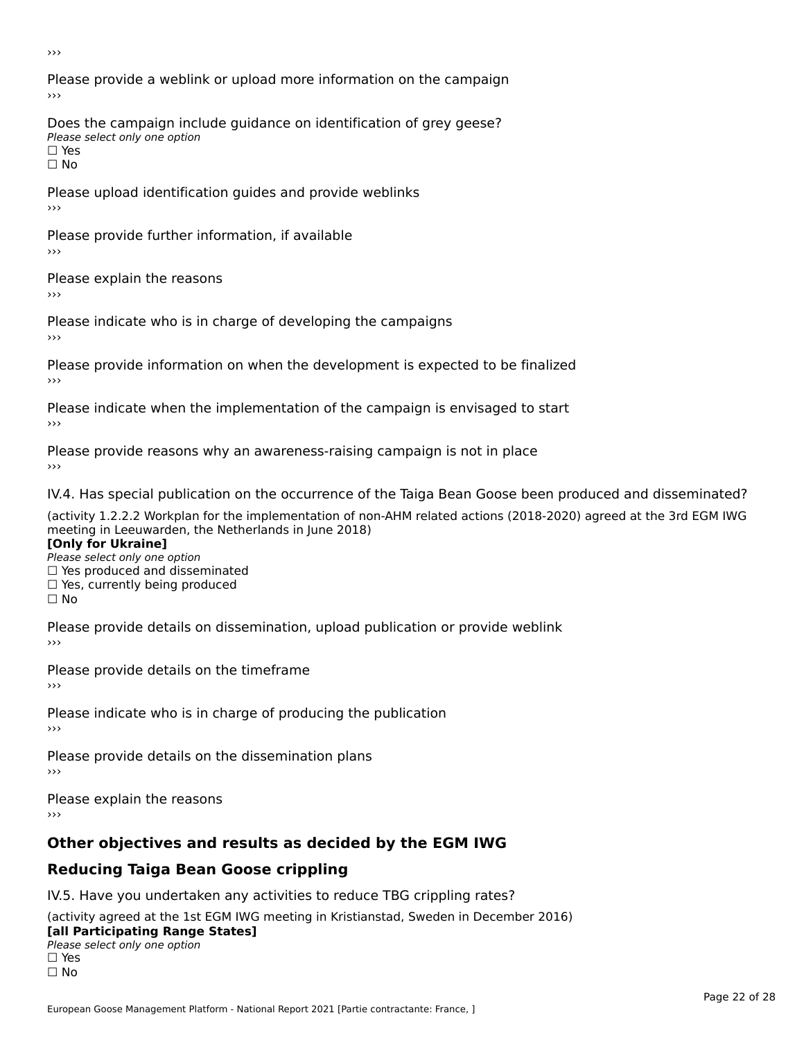›››

Please provide a weblink or upload more information on the campaign

›››

Does the campaign include guidance on identification of grey geese?

*Please select only one option*

☐ Yes

☐ No

Please upload identification guides and provide weblinks

›››

Please provide further information, if available

›››

Please explain the reasons

›››

Please indicate who is in charge of developing the campaigns

›››

Please provide information on when the development is expected to be finalized

›››

Please indicate when the implementation of the campaign is envisaged to start

›››

Please provide reasons why an awareness-raising campaign is not in place

›››

IV.4. Has special publication on the occurrence of the Taiga Bean Goose been produced and disseminated?

(activity 1.2.2.2 Workplan for the implementation of non-AHM related actions (2018-2020) agreed at the 3rd EGM IWG meeting in Leeuwarden, the Netherlands in June 2018)

**[Only for Ukraine]**

*Please select only one option*

☐ Yes produced and disseminated

☐ Yes, currently being produced

☐ No

Please provide details on dissemination, upload publication or provide weblink

›››

Please provide details on the timeframe

›››

Please indicate who is in charge of producing the publication

›››

Please provide details on the dissemination plans

›››

Please explain the reasons

›››

## Other objectives and results as decided by the EGM IWG

## Reducing Taiga Bean Goose crippling

IV.5. Have you undertaken any activities to reduce TBG crippling rates?

(activity agreed at the 1st EGM IWG meeting in Kristianstad, Sweden in December 2016)

**[all Participating Range States]**

*Please select only one option*

☐ Yes

☐ No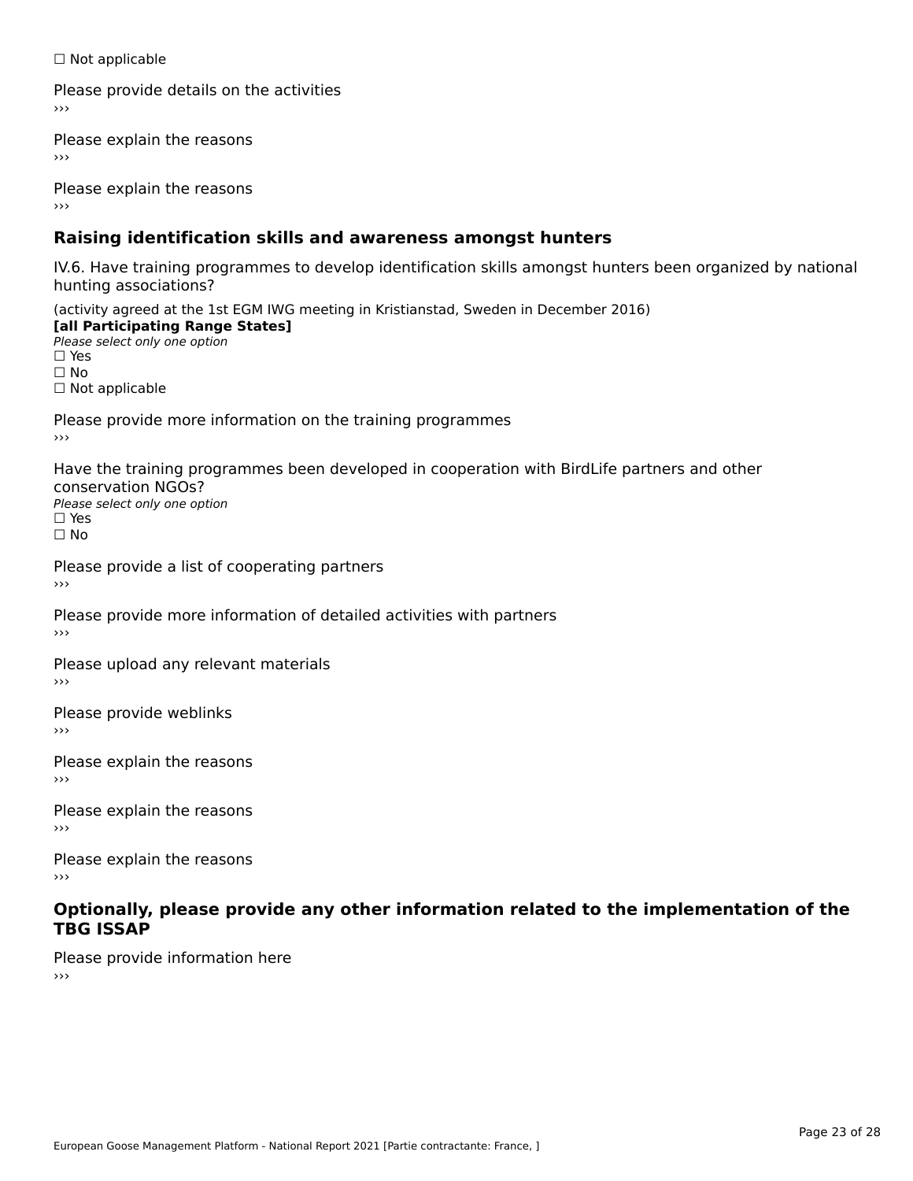☐ Not applicable

Please provide details on the activities
›››

Please explain the reasons
›››

Please explain the reasons
›››

### Raising identification skills and awareness amongst hunters

IV.6. Have training programmes to develop identification skills amongst hunters been organized by national hunting associations?

(activity agreed at the 1st EGM IWG meeting in Kristianstad, Sweden in December 2016)
**[all Participating Range States]**
*Please select only one option*
☐ Yes
☐ No
☐ Not applicable

Please provide more information on the training programmes
›››

Have the training programmes been developed in cooperation with BirdLife partners and other conservation NGOs?
*Please select only one option*
☐ Yes
☐ No

Please provide a list of cooperating partners
›››

Please provide more information of detailed activities with partners
›››

Please upload any relevant materials
›››

Please provide weblinks
›››

Please explain the reasons
›››

Please explain the reasons
›››

Please explain the reasons
›››

### Optionally, please provide any other information related to the implementation of the TBG ISSAP

Please provide information here
›››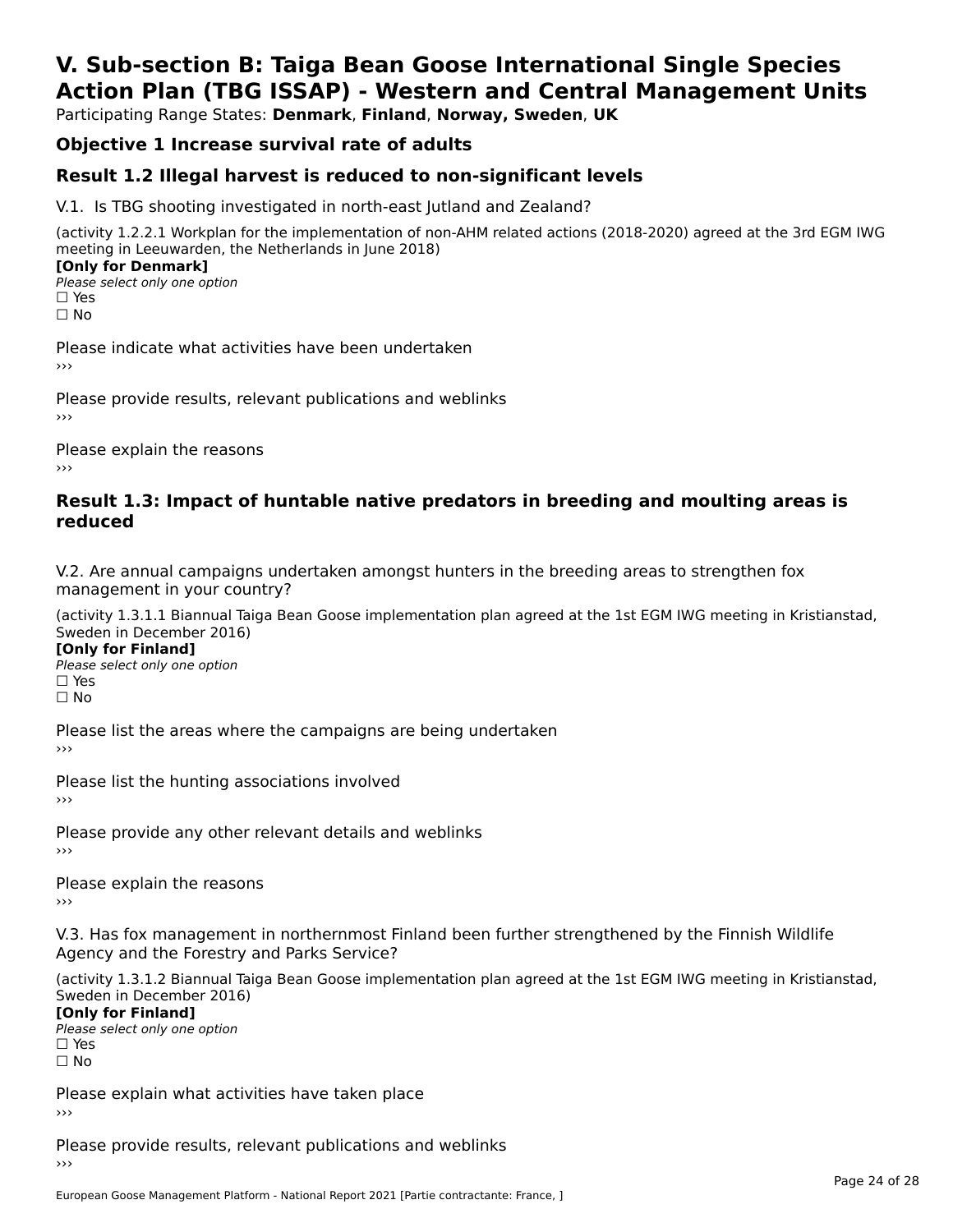# V. Sub-section B: Taiga Bean Goose International Single Species Action Plan (TBG ISSAP) - Western and Central Management Units

Participating Range States: **Denmark**, **Finland**, **Norway, Sweden**, **UK**

## Objective 1 Increase survival rate of adults

## Result 1.2 Illegal harvest is reduced to non-significant levels

V.1. Is TBG shooting investigated in north-east Jutland and Zealand?

(activity 1.2.2.1 Workplan for the implementation of non-AHM related actions (2018-2020) agreed at the 3rd EGM IWG meeting in Leeuwarden, the Netherlands in June 2018)

**[Only for Denmark]**

*Please select only one option*

☐ Yes

☐ No

Please indicate what activities have been undertaken

›››

Please provide results, relevant publications and weblinks

›››

Please explain the reasons

›››

## Result 1.3: Impact of huntable native predators in breeding and moulting areas is reduced

V.2. Are annual campaigns undertaken amongst hunters in the breeding areas to strengthen fox management in your country?

(activity 1.3.1.1 Biannual Taiga Bean Goose implementation plan agreed at the 1st EGM IWG meeting in Kristianstad, Sweden in December 2016)

**[Only for Finland]**

*Please select only one option*

☐ Yes

☐ No

Please list the areas where the campaigns are being undertaken

›››

Please list the hunting associations involved

›››

Please provide any other relevant details and weblinks

›››

Please explain the reasons

›››

V.3. Has fox management in northernmost Finland been further strengthened by the Finnish Wildlife Agency and the Forestry and Parks Service?

(activity 1.3.1.2 Biannual Taiga Bean Goose implementation plan agreed at the 1st EGM IWG meeting in Kristianstad, Sweden in December 2016)

**[Only for Finland]**

*Please select only one option*

☐ Yes

☐ No

Please explain what activities have taken place

›››

Please provide results, relevant publications and weblinks

›››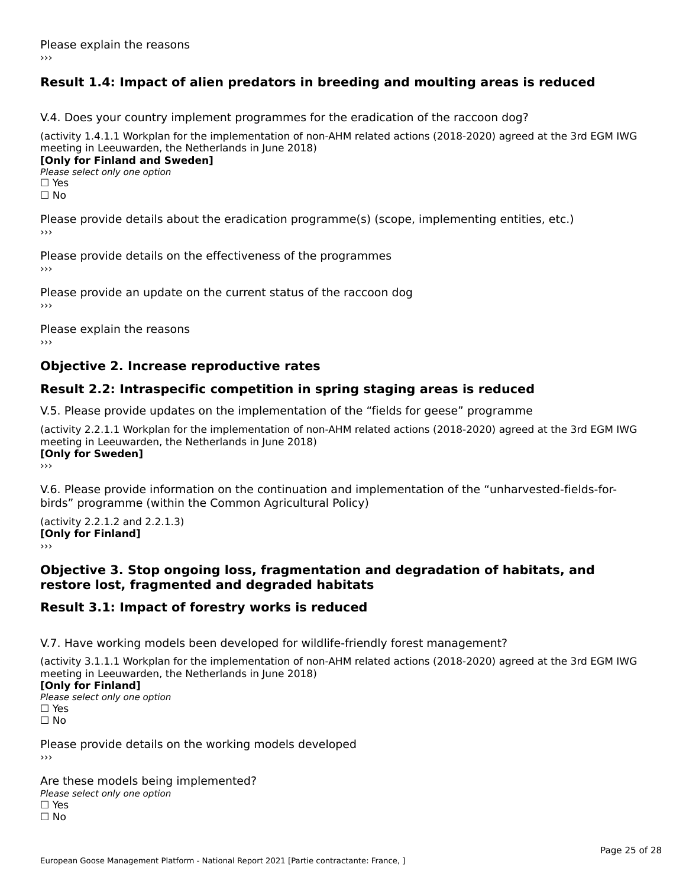Please explain the reasons

›››

## Result 1.4: Impact of alien predators in breeding and moulting areas is reduced

V.4. Does your country implement programmes for the eradication of the raccoon dog?

(activity 1.4.1.1 Workplan for the implementation of non-AHM related actions (2018-2020) agreed at the 3rd EGM IWG meeting in Leeuwarden, the Netherlands in June 2018)

**[Only for Finland and Sweden]**

*Please select only one option*

☐ Yes

☐ No

Please provide details about the eradication programme(s) (scope, implementing entities, etc.)

›››

Please provide details on the effectiveness of the programmes

›››

Please provide an update on the current status of the raccoon dog

›››

Please explain the reasons

›››

## Objective 2. Increase reproductive rates

## Result 2.2: Intraspecific competition in spring staging areas is reduced

V.5. Please provide updates on the implementation of the “fields for geese” programme

(activity 2.2.1.1 Workplan for the implementation of non-AHM related actions (2018-2020) agreed at the 3rd EGM IWG meeting in Leeuwarden, the Netherlands in June 2018)

**[Only for Sweden]**

›››

V.6. Please provide information on the continuation and implementation of the “unharvested-fields-for-birds” programme (within the Common Agricultural Policy)

(activity 2.2.1.2 and 2.2.1.3)

**[Only for Finland]**

›››

## Objective 3. Stop ongoing loss, fragmentation and degradation of habitats, and restore lost, fragmented and degraded habitats

## Result 3.1: Impact of forestry works is reduced

V.7. Have working models been developed for wildlife-friendly forest management?

(activity 3.1.1.1 Workplan for the implementation of non-AHM related actions (2018-2020) agreed at the 3rd EGM IWG meeting in Leeuwarden, the Netherlands in June 2018)

**[Only for Finland]**

*Please select only one option*

☐ Yes

☐ No

Please provide details on the working models developed

›››

Are these models being implemented?

*Please select only one option*

☐ Yes

☐ No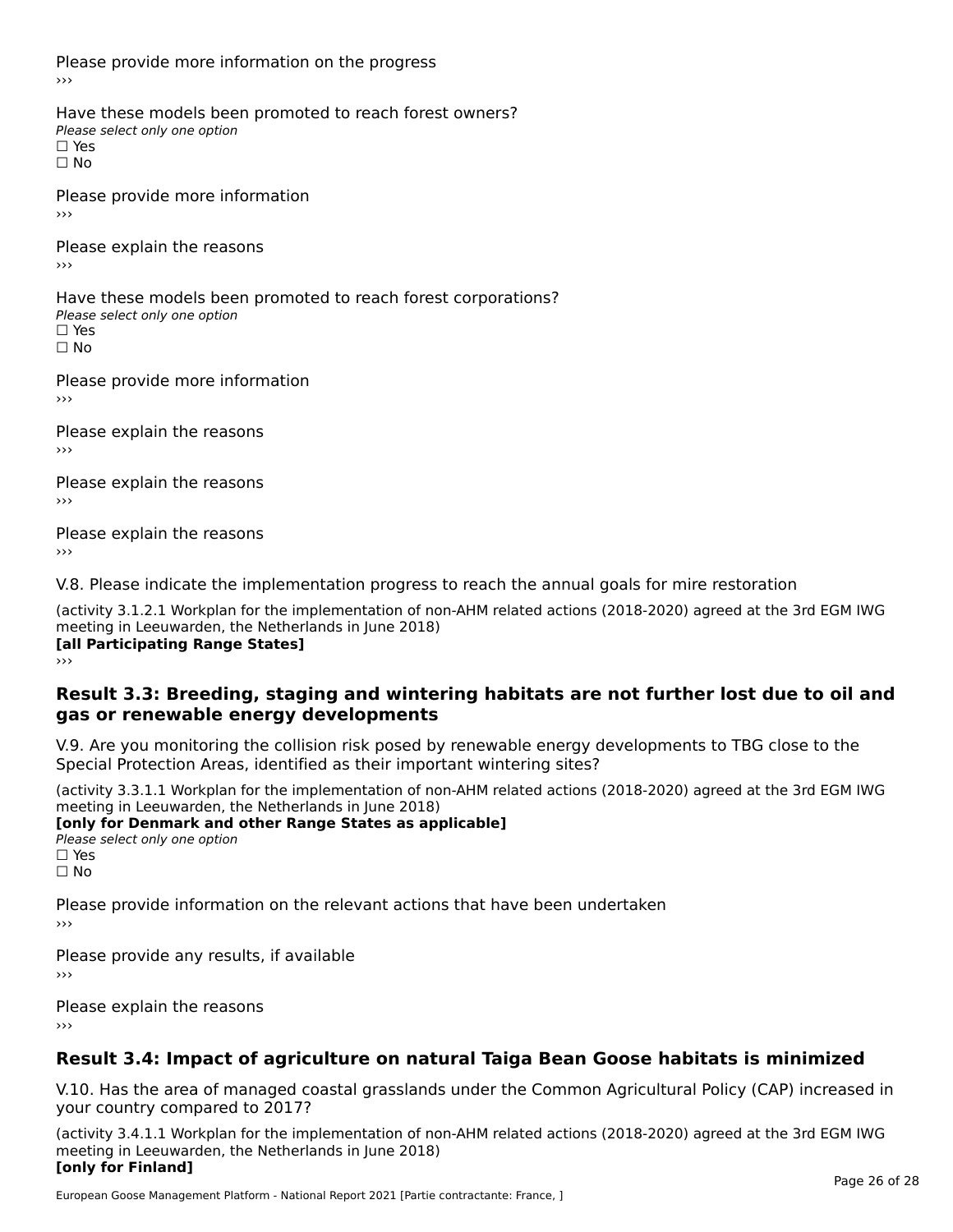Please provide more information on the progress

›››

Have these models been promoted to reach forest owners?

*Please select only one option*

☐ Yes

☐ No

Please provide more information

›››

Please explain the reasons

›››

Have these models been promoted to reach forest corporations?

*Please select only one option*

☐ Yes

☐ No

Please provide more information

›››

Please explain the reasons

›››

Please explain the reasons

›››

Please explain the reasons

›››

V.8. Please indicate the implementation progress to reach the annual goals for mire restoration

(activity 3.1.2.1 Workplan for the implementation of non-AHM related actions (2018-2020) agreed at the 3rd EGM IWG meeting in Leeuwarden, the Netherlands in June 2018)

**[all Participating Range States]**

›››

## Result 3.3: Breeding, staging and wintering habitats are not further lost due to oil and gas or renewable energy developments

V.9. Are you monitoring the collision risk posed by renewable energy developments to TBG close to the Special Protection Areas, identified as their important wintering sites?

(activity 3.3.1.1 Workplan for the implementation of non-AHM related actions (2018-2020) agreed at the 3rd EGM IWG meeting in Leeuwarden, the Netherlands in June 2018)

**[only for Denmark and other Range States as applicable]**

*Please select only one option*

☐ Yes

☐ No

Please provide information on the relevant actions that have been undertaken

›››

Please provide any results, if available

›››

Please explain the reasons

›››

## Result 3.4: Impact of agriculture on natural Taiga Bean Goose habitats is minimized

V.10. Has the area of managed coastal grasslands under the Common Agricultural Policy (CAP) increased in your country compared to 2017?

(activity 3.4.1.1 Workplan for the implementation of non-AHM related actions (2018-2020) agreed at the 3rd EGM IWG meeting in Leeuwarden, the Netherlands in June 2018)

**[only for Finland]**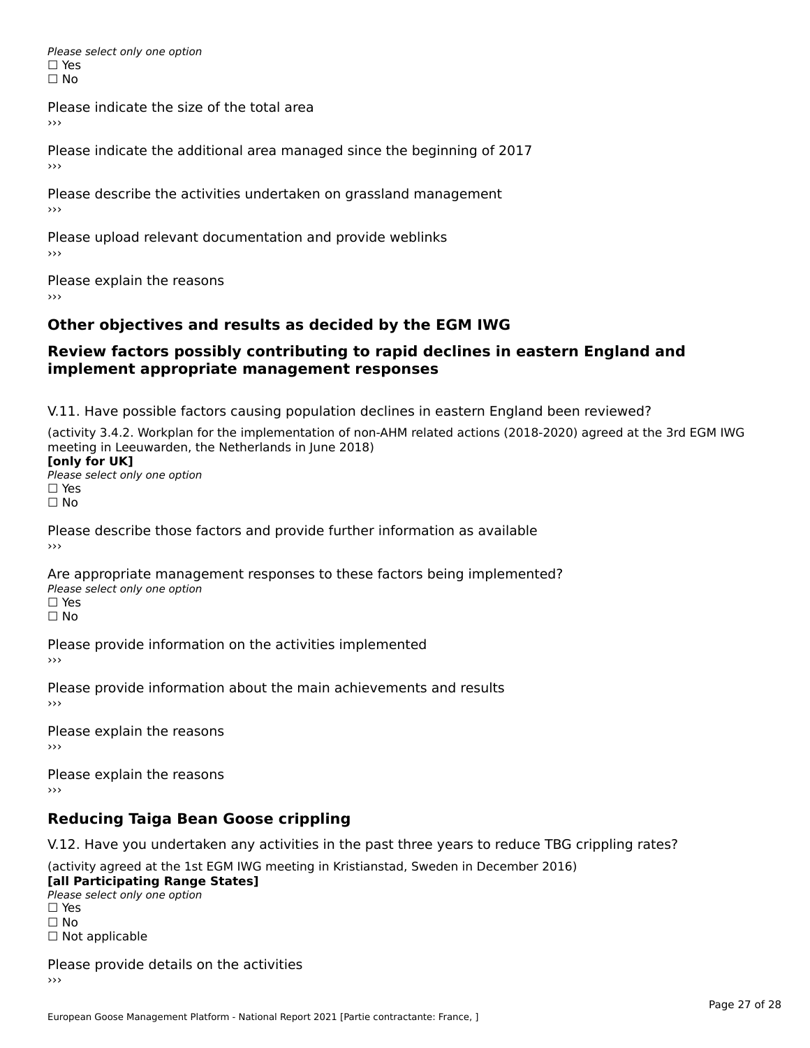*Please select only one option*
☐ Yes
☐ No

Please indicate the size of the total area
›››

Please indicate the additional area managed since the beginning of 2017
›››

Please describe the activities undertaken on grassland management
›››

Please upload relevant documentation and provide weblinks
›››

Please explain the reasons
›››

## Other objectives and results as decided by the EGM IWG

## Review factors possibly contributing to rapid declines in eastern England and implement appropriate management responses

V.11. Have possible factors causing population declines in eastern England been reviewed?

(activity 3.4.2. Workplan for the implementation of non-AHM related actions (2018-2020) agreed at the 3rd EGM IWG meeting in Leeuwarden, the Netherlands in June 2018)
**[only for UK]**
*Please select only one option*
☐ Yes
☐ No

Please describe those factors and provide further information as available
›››

Are appropriate management responses to these factors being implemented?
*Please select only one option*
☐ Yes
☐ No

Please provide information on the activities implemented
›››

Please provide information about the main achievements and results
›››

Please explain the reasons
›››

Please explain the reasons
›››

## Reducing Taiga Bean Goose crippling

V.12. Have you undertaken any activities in the past three years to reduce TBG crippling rates?

(activity agreed at the 1st EGM IWG meeting in Kristianstad, Sweden in December 2016)
**[all Participating Range States]**
*Please select only one option*
☐ Yes
☐ No
☐ Not applicable

Please provide details on the activities
›››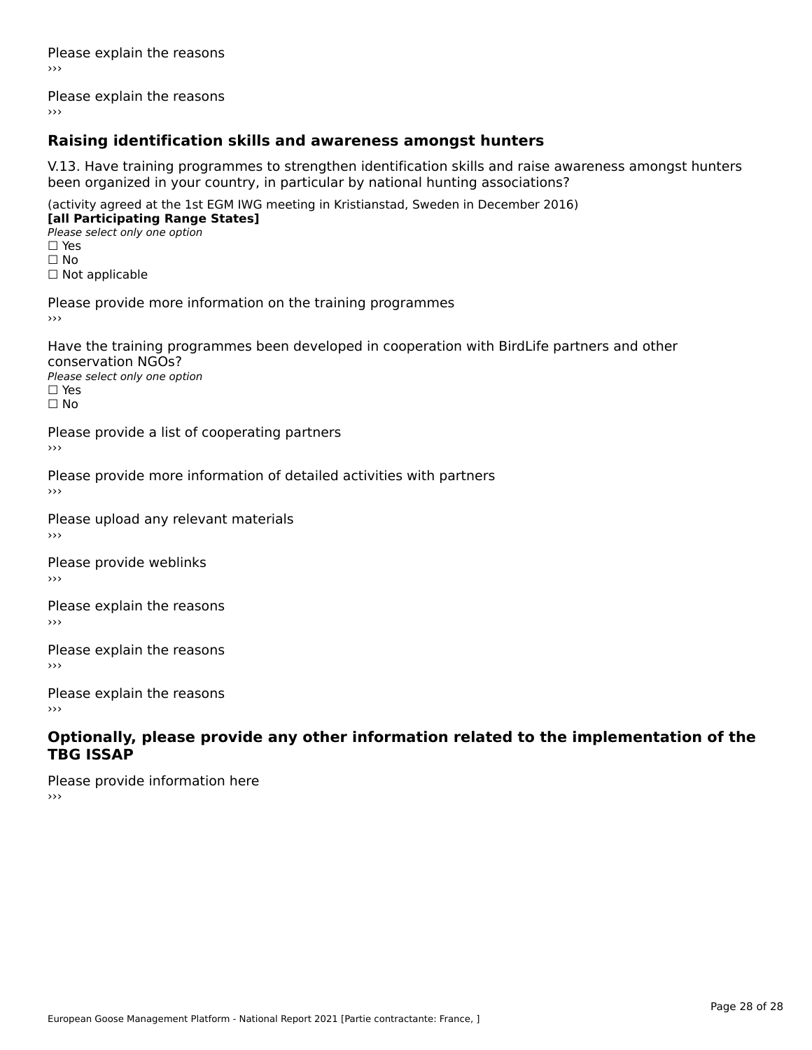Please explain the reasons
›››

Please explain the reasons
›››

## Raising identification skills and awareness amongst hunters

V.13. Have training programmes to strengthen identification skills and raise awareness amongst hunters been organized in your country, in particular by national hunting associations?

(activity agreed at the 1st EGM IWG meeting in Kristianstad, Sweden in December 2016)
**[all Participating Range States]**
*Please select only one option*
☐ Yes
☐ No
☐ Not applicable

Please provide more information on the training programmes
›››

Have the training programmes been developed in cooperation with BirdLife partners and other conservation NGOs?
*Please select only one option*
☐ Yes
☐ No

Please provide a list of cooperating partners
›››

Please provide more information of detailed activities with partners
›››

Please upload any relevant materials
›››

Please provide weblinks
›››

Please explain the reasons
›››

Please explain the reasons
›››

Please explain the reasons
›››

## Optionally, please provide any other information related to the implementation of the TBG ISSAP

Please provide information here
›››